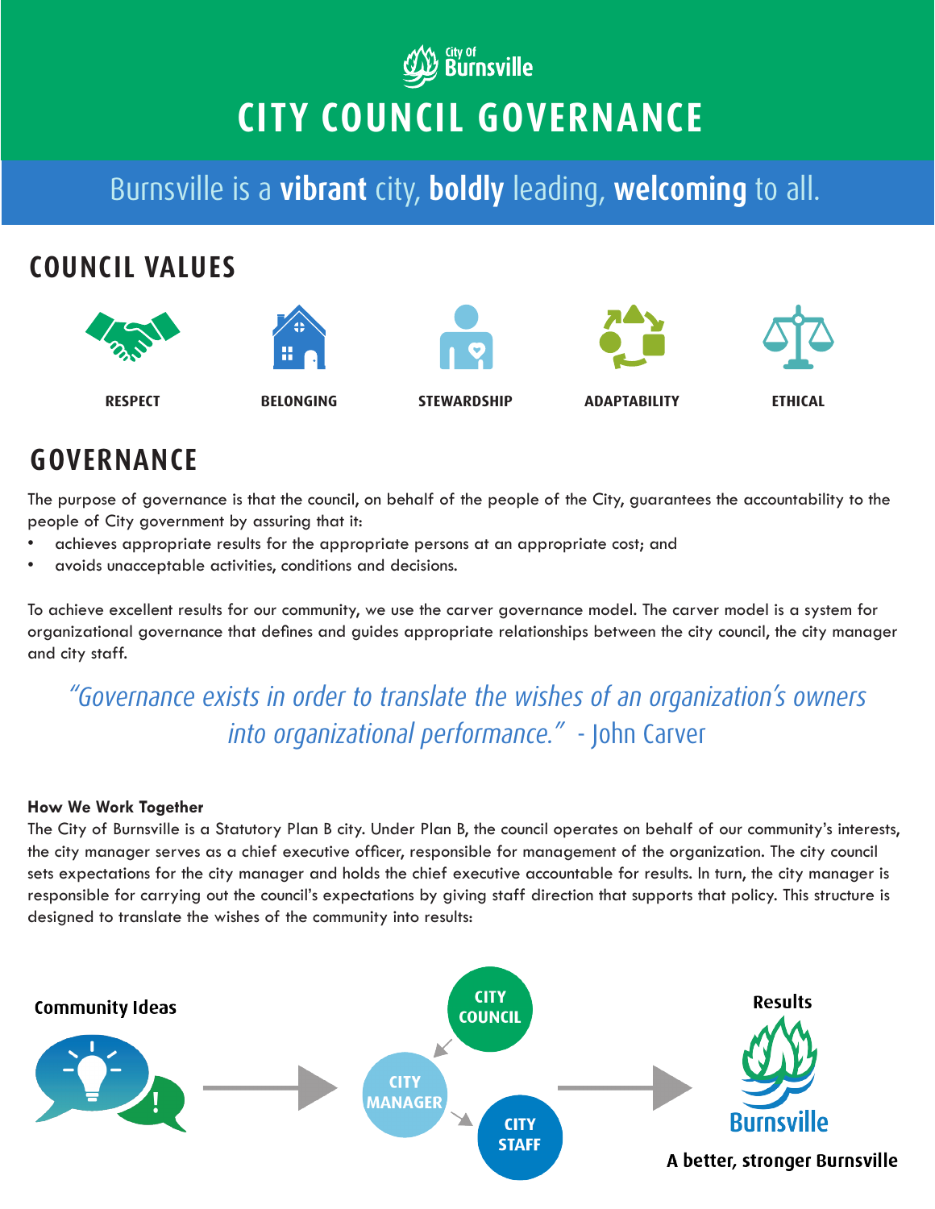City of Burnsville

# CITY COUNCIL GOVERNANCE

Burnsville is a **vibrant** city, **boldly** leading, **welcoming** to all.

## COUNCIL VALUES

**RESPECT**

**BELONGING**

**STEWARDSHIP**

**ADAPTABILITY**

**ETHICAL**

## GOVERNANCE

The purpose of governance is that the council, on behalf of the people of the City, guarantees the accountability to the people of City government by assuring that it:

- achieves appropriate results for the appropriate persons at an appropriate cost; and
- avoids unacceptable activities, conditions and decisions.

To achieve excellent results for our community, we use the carver governance model. The carver model is a system for organizational governance that defines and guides appropriate relationships between the city council, the city manager and city staff.

*"Governance exists in order to translate the wishes of an organization's owners into organizational performance."* - John Carver

**How We Work Together**

The City of Burnsville is a Statutory Plan B city. Under Plan B, the council operates on behalf of our community's interests, the city manager serves as a chief executive officer, responsible for management of the organization. The city council sets expectations for the city manager and holds the chief executive accountable for results. In turn, the city manager is responsible for carrying out the council's expectations by giving staff direction that supports that policy. This structure is designed to translate the wishes of the community into results:

Community Ideas → CITY COUNCIL → CITY MANAGER → CITY STAFF → Results

Burnsville

A better, stronger Burnsville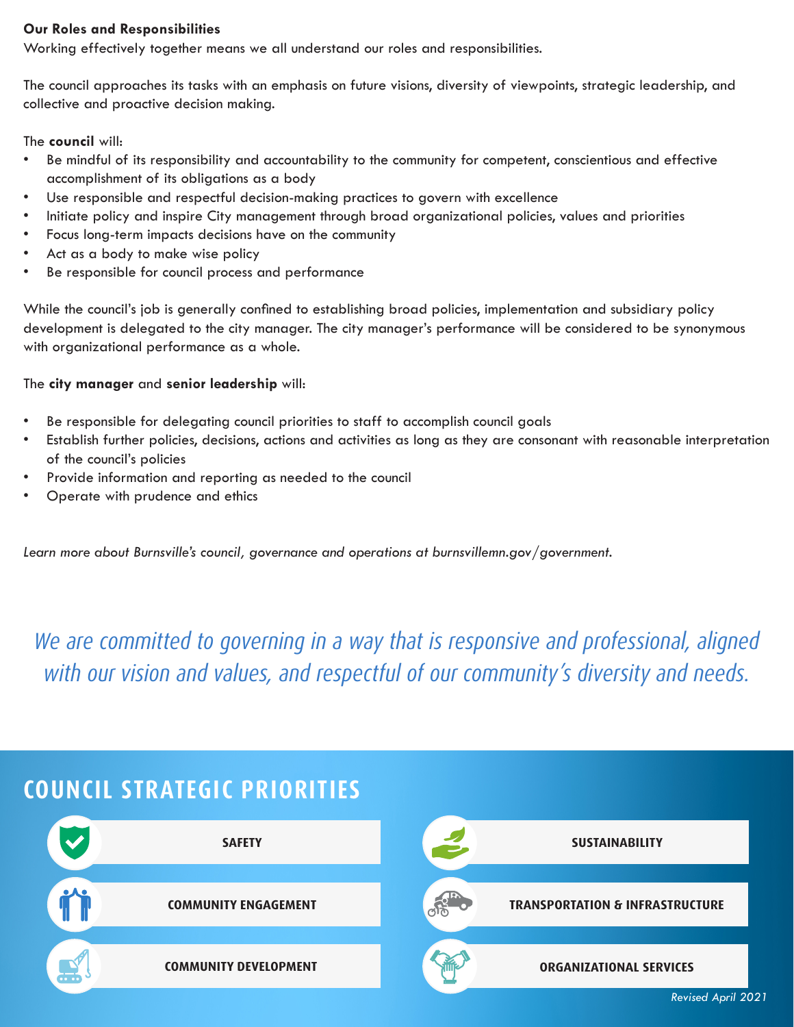**Our Roles and Responsibilities**

Working effectively together means we all understand our roles and responsibilities.

The council approaches its tasks with an emphasis on future visions, diversity of viewpoints, strategic leadership, and collective and proactive decision making.

The **council** will:

- Be mindful of its responsibility and accountability to the community for competent, conscientious and effective accomplishment of its obligations as a body
- Use responsible and respectful decision-making practices to govern with excellence
- Initiate policy and inspire City management through broad organizational policies, values and priorities
- Focus long-term impacts decisions have on the community
- Act as a body to make wise policy
- Be responsible for council process and performance

While the council's job is generally confined to establishing broad policies, implementation and subsidiary policy development is delegated to the city manager. The city manager's performance will be considered to be synonymous with organizational performance as a whole.

The **city manager** and **senior leadership** will:

- Be responsible for delegating council priorities to staff to accomplish council goals
- Establish further policies, decisions, actions and activities as long as they are consonant with reasonable interpretation of the council's policies
- Provide information and reporting as needed to the council
- Operate with prudence and ethics

*Learn more about Burnsville's council, governance and operations at burnsvillemn.gov/government.*

*We are committed to governing in a way that is responsive and professional, aligned with our vision and values, and respectful of our community's diversity and needs.*

## COUNCIL STRATEGIC PRIORITIES

- SAFETY
- COMMUNITY ENGAGEMENT
- COMMUNITY DEVELOPMENT
- SUSTAINABILITY
- TRANSPORTATION & INFRASTRUCTURE
- ORGANIZATIONAL SERVICES

*Revised April 2021*